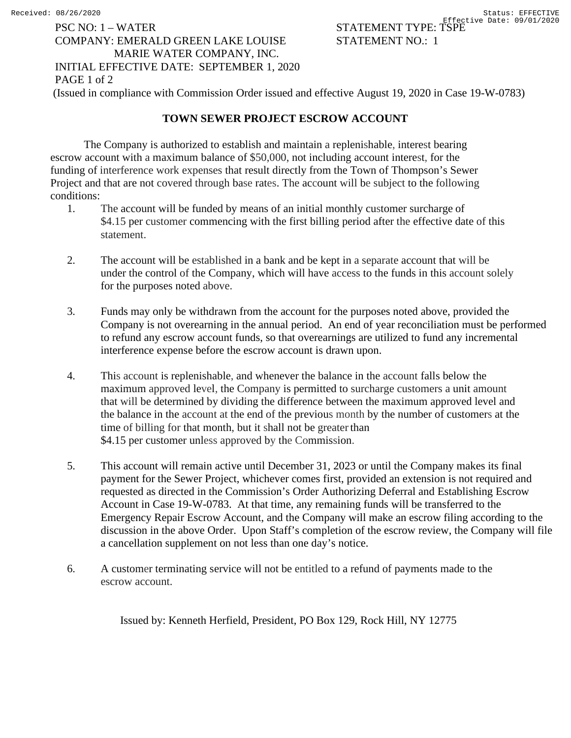PSC NO: 1 – WATER
COMPANY: EMERALD GREEN LAKE LOUISE MARIE WATER COMPANY, INC.
INITIAL EFFECTIVE DATE: SEPTEMBER 1, 2020

STATEMENT TYPE: TSPE
STATEMENT NO.: 1

(Issued in compliance with Commission Order issued and effective August 19, 2020 in Case 19-W-0783)

## TOWN SEWER PROJECT ESCROW ACCOUNT

The Company is authorized to establish and maintain a replenishable, interest bearing escrow account with a maximum balance of $50,000, not including account interest, for the funding of interference work expenses that result directly from the Town of Thompson's Sewer Project and that are not covered through base rates. The account will be subject to the following conditions:

1. The account will be funded by means of an initial monthly customer surcharge of $4.15 per customer commencing with the first billing period after the effective date of this statement.

2. The account will be established in a bank and be kept in a separate account that will be under the control of the Company, which will have access to the funds in this account solely for the purposes noted above.

3. Funds may only be withdrawn from the account for the purposes noted above, provided the Company is not overearning in the annual period. An end of year reconciliation must be performed to refund any escrow account funds, so that overearnings are utilized to fund any incremental interference expense before the escrow account is drawn upon.

4. This account is replenishable, and whenever the balance in the account falls below the maximum approved level, the Company is permitted to surcharge customers a unit amount that will be determined by dividing the difference between the maximum approved level and the balance in the account at the end of the previous month by the number of customers at the time of billing for that month, but it shall not be greater than $4.15 per customer unless approved by the Commission.

5. This account will remain active until December 31, 2023 or until the Company makes its final payment for the Sewer Project, whichever comes first, provided an extension is not required and requested as directed in the Commission's Order Authorizing Deferral and Establishing Escrow Account in Case 19-W-0783. At that time, any remaining funds will be transferred to the Emergency Repair Escrow Account, and the Company will make an escrow filing according to the discussion in the above Order. Upon Staff's completion of the escrow review, the Company will file a cancellation supplement on not less than one day's notice.

6. A customer terminating service will not be entitled to a refund of payments made to the escrow account.

Issued by: Kenneth Herfield, President, PO Box 129, Rock Hill, NY 12775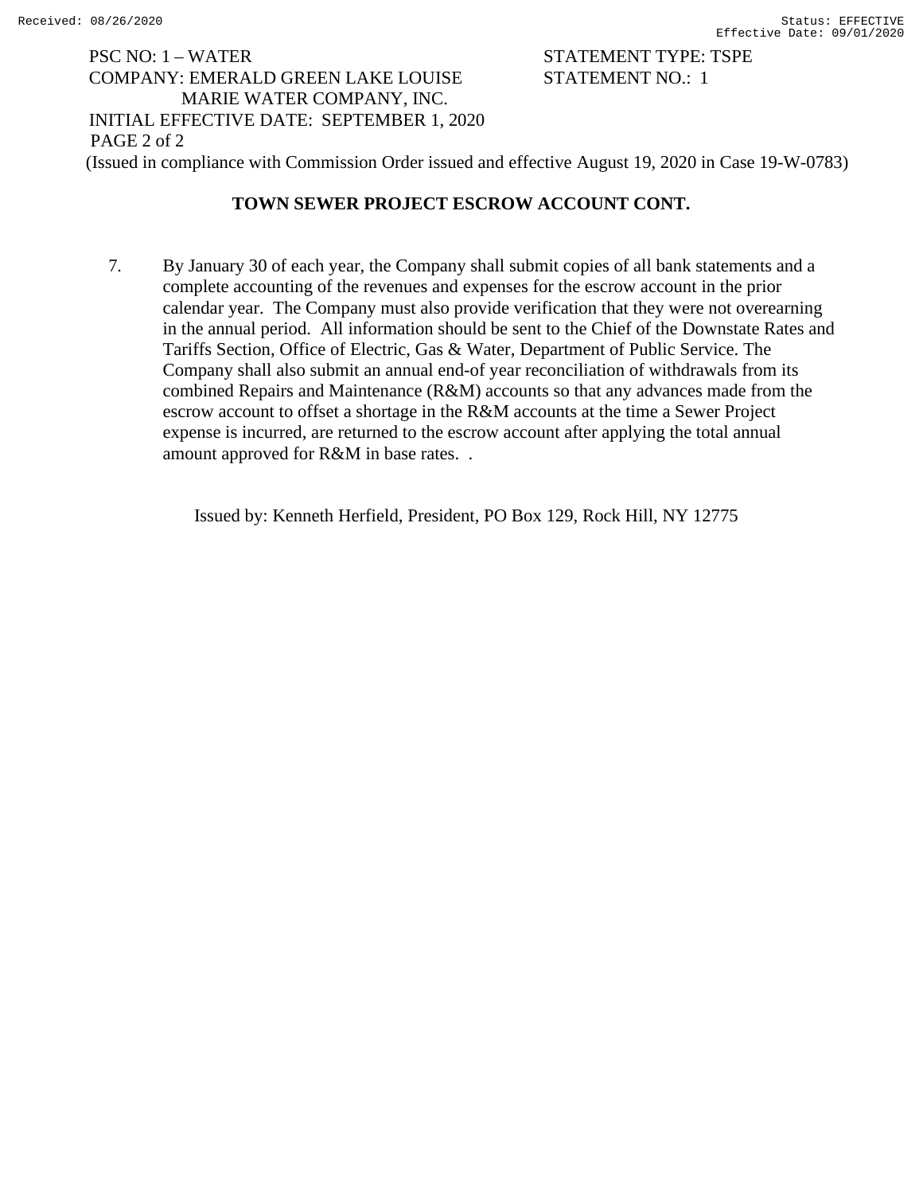PSC NO: 1 – WATER STATEMENT TYPE: TSPE
COMPANY: EMERALD GREEN LAKE LOUISE MARIE WATER COMPANY, INC. STATEMENT NO.: 1
INITIAL EFFECTIVE DATE: SEPTEMBER 1, 2020

(Issued in compliance with Commission Order issued and effective August 19, 2020 in Case 19-W-0783)

## TOWN SEWER PROJECT ESCROW ACCOUNT CONT.

7. By January 30 of each year, the Company shall submit copies of all bank statements and a complete accounting of the revenues and expenses for the escrow account in the prior calendar year. The Company must also provide verification that they were not overearning in the annual period. All information should be sent to the Chief of the Downstate Rates and Tariffs Section, Office of Electric, Gas & Water, Department of Public Service. The Company shall also submit an annual end-of year reconciliation of withdrawals from its combined Repairs and Maintenance (R&M) accounts so that any advances made from the escrow account to offset a shortage in the R&M accounts at the time a Sewer Project expense is incurred, are returned to the escrow account after applying the total annual amount approved for R&M in base rates. .

Issued by: Kenneth Herfield, President, PO Box 129, Rock Hill, NY 12775